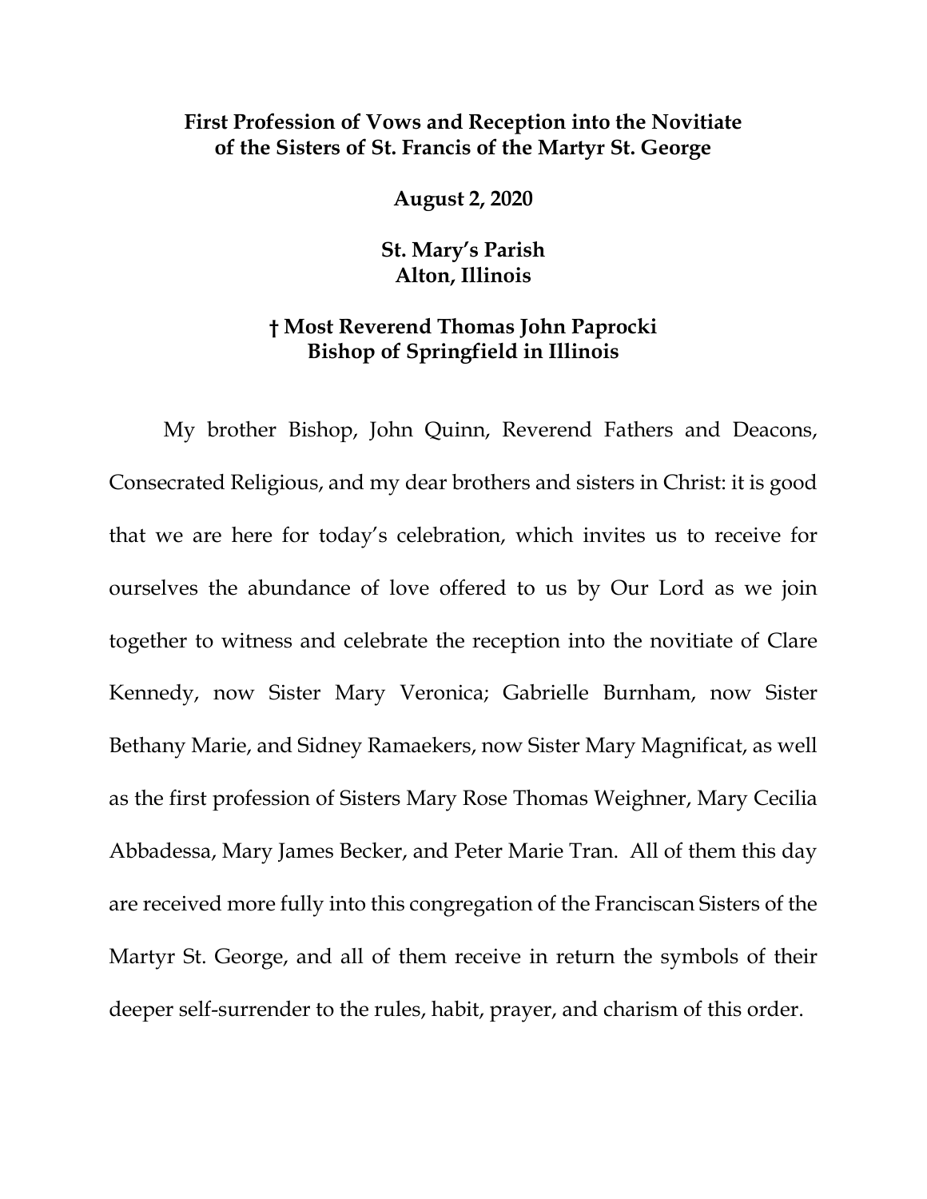**First Profession of Vows and Reception into the Novitiate of the Sisters of St. Francis of the Martyr St. George**

**August 2, 2020**

**St. Mary's Parish**
**Alton, Illinois**

**† Most Reverend Thomas John Paprocki**
**Bishop of Springfield in Illinois**

My brother Bishop, John Quinn, Reverend Fathers and Deacons, Consecrated Religious, and my dear brothers and sisters in Christ: it is good that we are here for today's celebration, which invites us to receive for ourselves the abundance of love offered to us by Our Lord as we join together to witness and celebrate the reception into the novitiate of Clare Kennedy, now Sister Mary Veronica; Gabrielle Burnham, now Sister Bethany Marie, and Sidney Ramaekers, now Sister Mary Magnificat, as well as the first profession of Sisters Mary Rose Thomas Weighner, Mary Cecilia Abbadessa, Mary James Becker, and Peter Marie Tran. All of them this day are received more fully into this congregation of the Franciscan Sisters of the Martyr St. George, and all of them receive in return the symbols of their deeper self-surrender to the rules, habit, prayer, and charism of this order.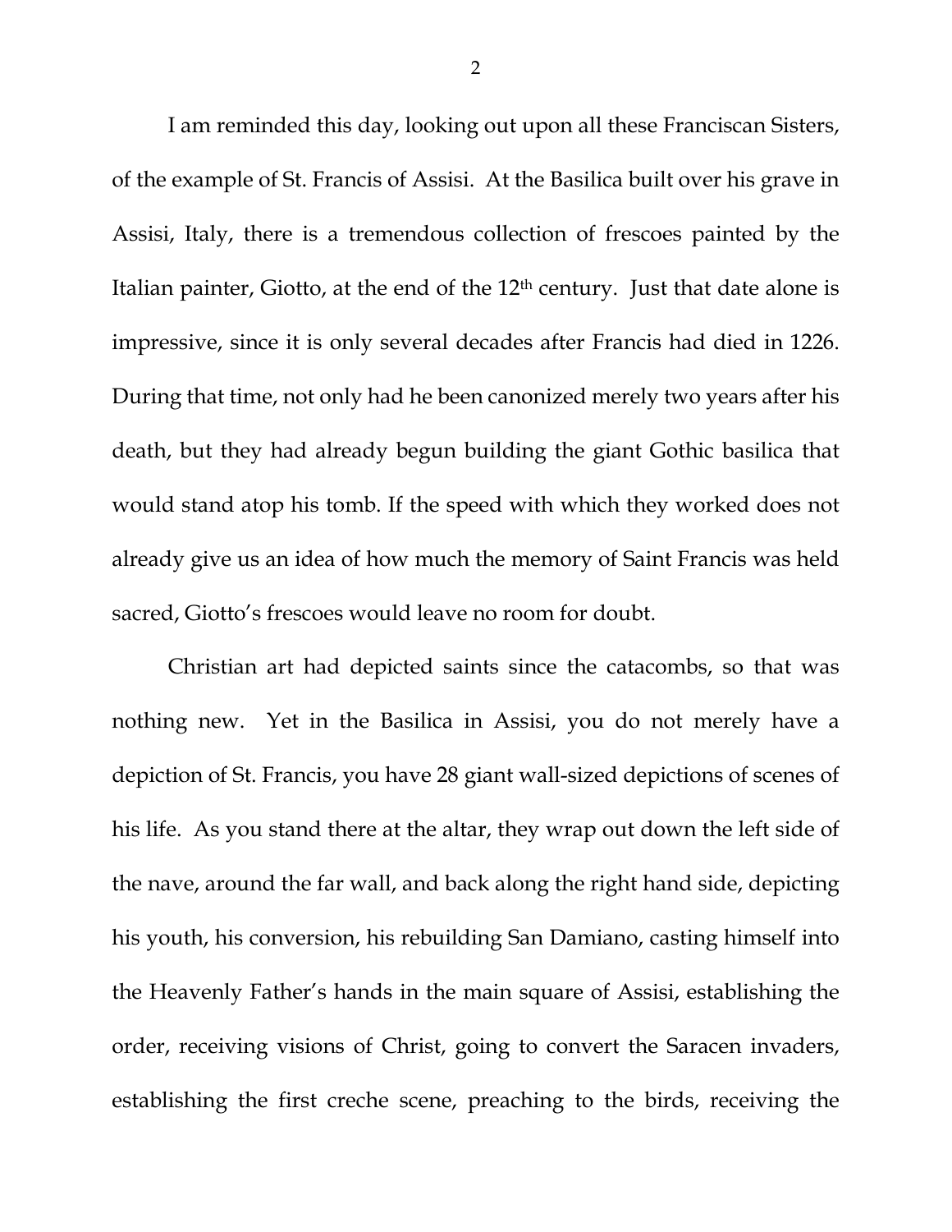I am reminded this day, looking out upon all these Franciscan Sisters, of the example of St. Francis of Assisi. At the Basilica built over his grave in Assisi, Italy, there is a tremendous collection of frescoes painted by the Italian painter, Giotto, at the end of the 12th century. Just that date alone is impressive, since it is only several decades after Francis had died in 1226. During that time, not only had he been canonized merely two years after his death, but they had already begun building the giant Gothic basilica that would stand atop his tomb. If the speed with which they worked does not already give us an idea of how much the memory of Saint Francis was held sacred, Giotto's frescoes would leave no room for doubt.

Christian art had depicted saints since the catacombs, so that was nothing new. Yet in the Basilica in Assisi, you do not merely have a depiction of St. Francis, you have 28 giant wall-sized depictions of scenes of his life. As you stand there at the altar, they wrap out down the left side of the nave, around the far wall, and back along the right hand side, depicting his youth, his conversion, his rebuilding San Damiano, casting himself into the Heavenly Father's hands in the main square of Assisi, establishing the order, receiving visions of Christ, going to convert the Saracen invaders, establishing the first creche scene, preaching to the birds, receiving the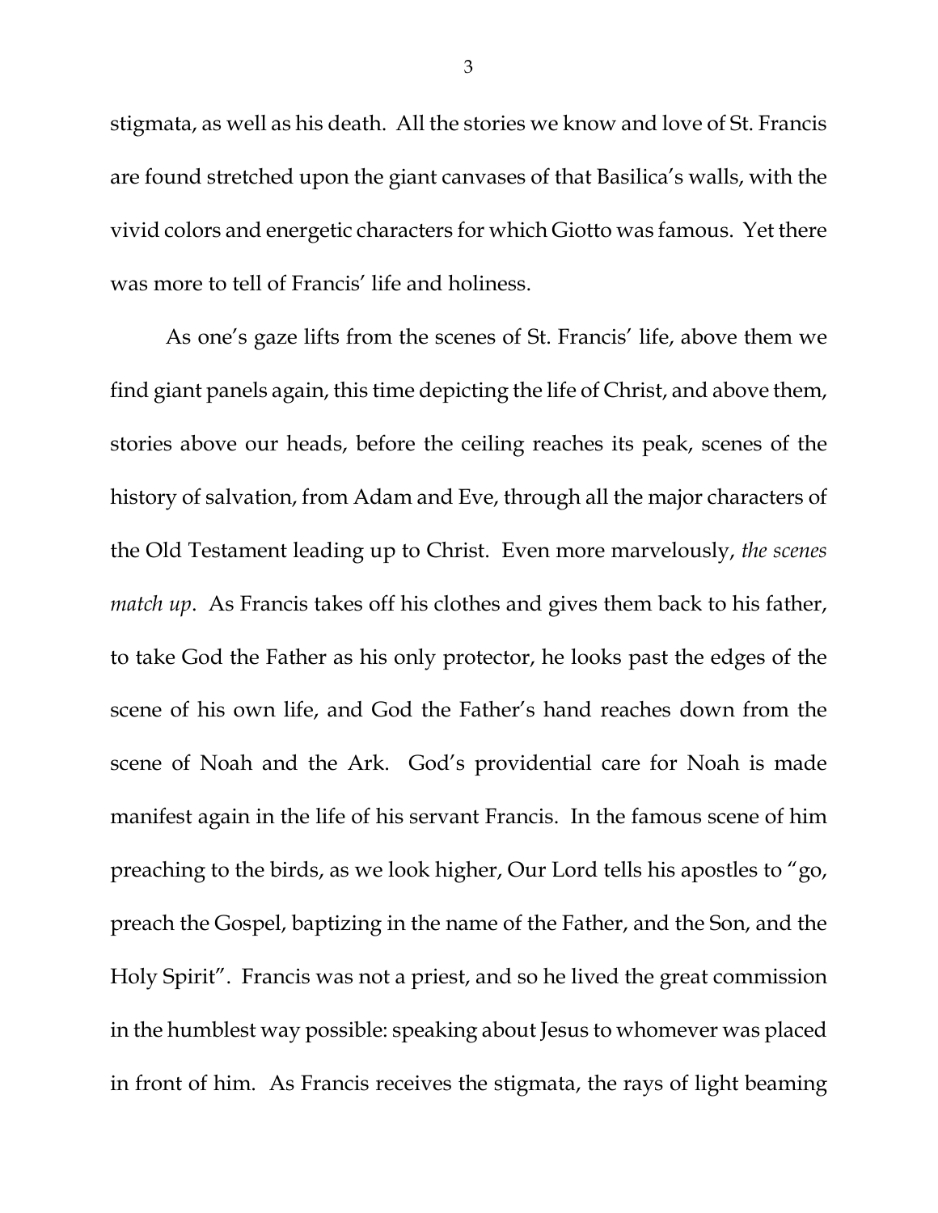stigmata, as well as his death. All the stories we know and love of St. Francis are found stretched upon the giant canvases of that Basilica's walls, with the vivid colors and energetic characters for which Giotto was famous. Yet there was more to tell of Francis' life and holiness.

As one's gaze lifts from the scenes of St. Francis' life, above them we find giant panels again, this time depicting the life of Christ, and above them, stories above our heads, before the ceiling reaches its peak, scenes of the history of salvation, from Adam and Eve, through all the major characters of the Old Testament leading up to Christ. Even more marvelously, *the scenes match up*. As Francis takes off his clothes and gives them back to his father, to take God the Father as his only protector, he looks past the edges of the scene of his own life, and God the Father's hand reaches down from the scene of Noah and the Ark. God's providential care for Noah is made manifest again in the life of his servant Francis. In the famous scene of him preaching to the birds, as we look higher, Our Lord tells his apostles to "go, preach the Gospel, baptizing in the name of the Father, and the Son, and the Holy Spirit". Francis was not a priest, and so he lived the great commission in the humblest way possible: speaking about Jesus to whomever was placed in front of him. As Francis receives the stigmata, the rays of light beaming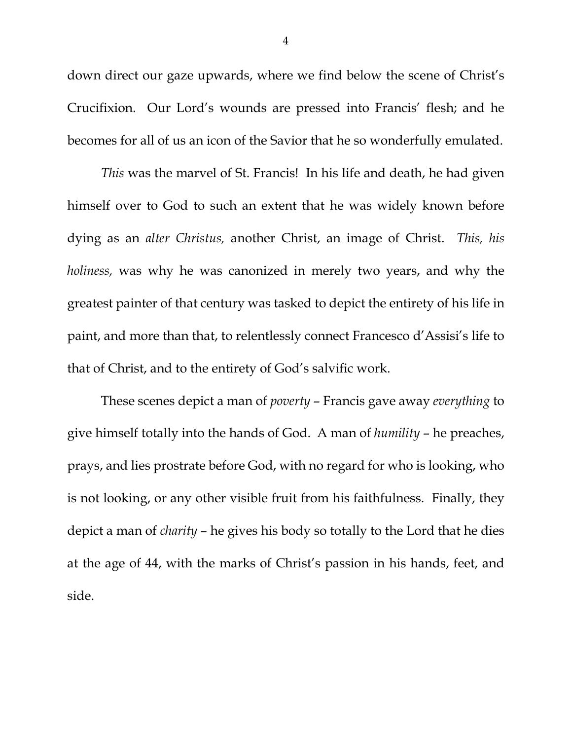down direct our gaze upwards, where we find below the scene of Christ's Crucifixion. Our Lord's wounds are pressed into Francis' flesh; and he becomes for all of us an icon of the Savior that he so wonderfully emulated.

*This* was the marvel of St. Francis! In his life and death, he had given himself over to God to such an extent that he was widely known before dying as an *alter Christus,* another Christ, an image of Christ. *This, his holiness,* was why he was canonized in merely two years, and why the greatest painter of that century was tasked to depict the entirety of his life in paint, and more than that, to relentlessly connect Francesco d'Assisi's life to that of Christ, and to the entirety of God's salvific work.

These scenes depict a man of *poverty* – Francis gave away *everything* to give himself totally into the hands of God. A man of *humility* – he preaches, prays, and lies prostrate before God, with no regard for who is looking, who is not looking, or any other visible fruit from his faithfulness. Finally, they depict a man of *charity* – he gives his body so totally to the Lord that he dies at the age of 44, with the marks of Christ's passion in his hands, feet, and side.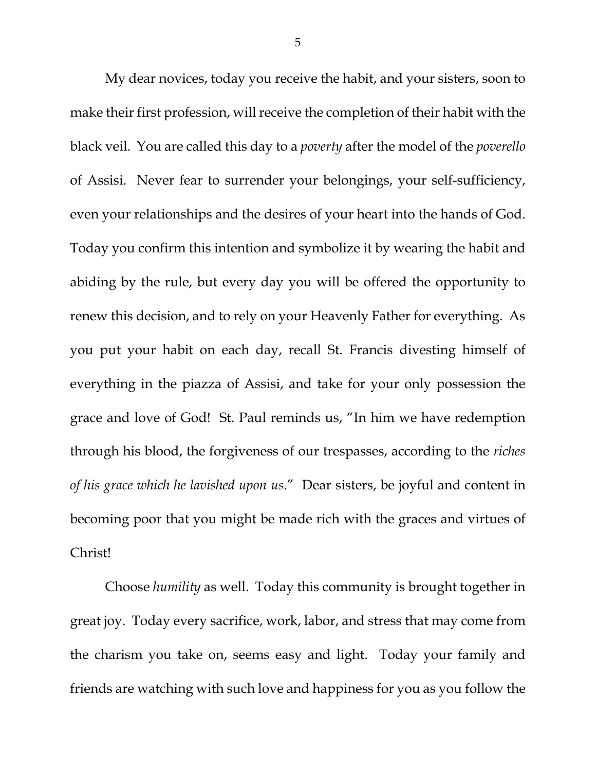My dear novices, today you receive the habit, and your sisters, soon to make their first profession, will receive the completion of their habit with the black veil. You are called this day to a *poverty* after the model of the *poverello* of Assisi. Never fear to surrender your belongings, your self-sufficiency, even your relationships and the desires of your heart into the hands of God. Today you confirm this intention and symbolize it by wearing the habit and abiding by the rule, but every day you will be offered the opportunity to renew this decision, and to rely on your Heavenly Father for everything. As you put your habit on each day, recall St. Francis divesting himself of everything in the piazza of Assisi, and take for your only possession the grace and love of God! St. Paul reminds us, "In him we have redemption through his blood, the forgiveness of our trespasses, according to the *riches of his grace which he lavished upon us*." Dear sisters, be joyful and content in becoming poor that you might be made rich with the graces and virtues of Christ!

Choose *humility* as well. Today this community is brought together in great joy. Today every sacrifice, work, labor, and stress that may come from the charism you take on, seems easy and light. Today your family and friends are watching with such love and happiness for you as you follow the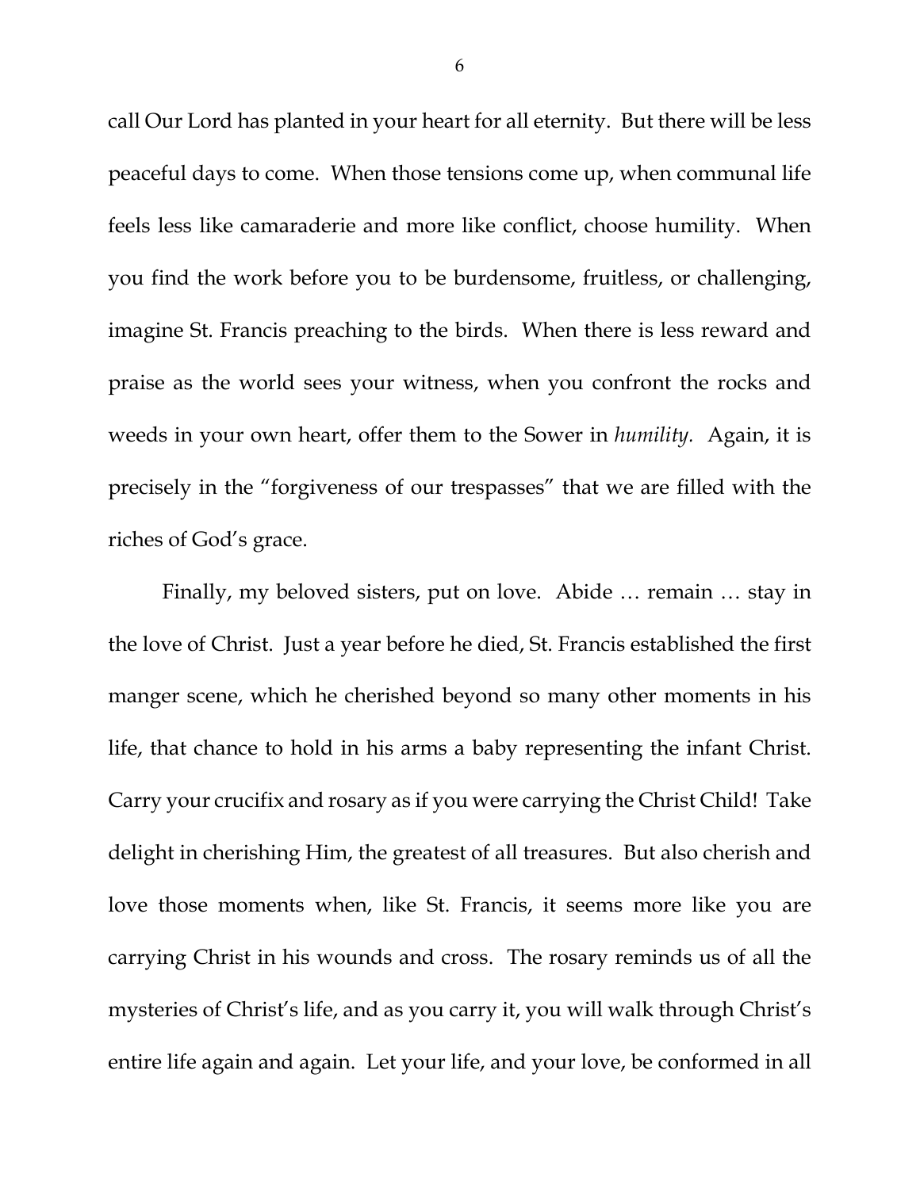call Our Lord has planted in your heart for all eternity. But there will be less peaceful days to come. When those tensions come up, when communal life feels less like camaraderie and more like conflict, choose humility. When you find the work before you to be burdensome, fruitless, or challenging, imagine St. Francis preaching to the birds. When there is less reward and praise as the world sees your witness, when you confront the rocks and weeds in your own heart, offer them to the Sower in *humility.* Again, it is precisely in the "forgiveness of our trespasses" that we are filled with the riches of God's grace.

Finally, my beloved sisters, put on love. Abide … remain … stay in the love of Christ. Just a year before he died, St. Francis established the first manger scene, which he cherished beyond so many other moments in his life, that chance to hold in his arms a baby representing the infant Christ. Carry your crucifix and rosary as if you were carrying the Christ Child! Take delight in cherishing Him, the greatest of all treasures. But also cherish and love those moments when, like St. Francis, it seems more like you are carrying Christ in his wounds and cross. The rosary reminds us of all the mysteries of Christ's life, and as you carry it, you will walk through Christ's entire life again and again. Let your life, and your love, be conformed in all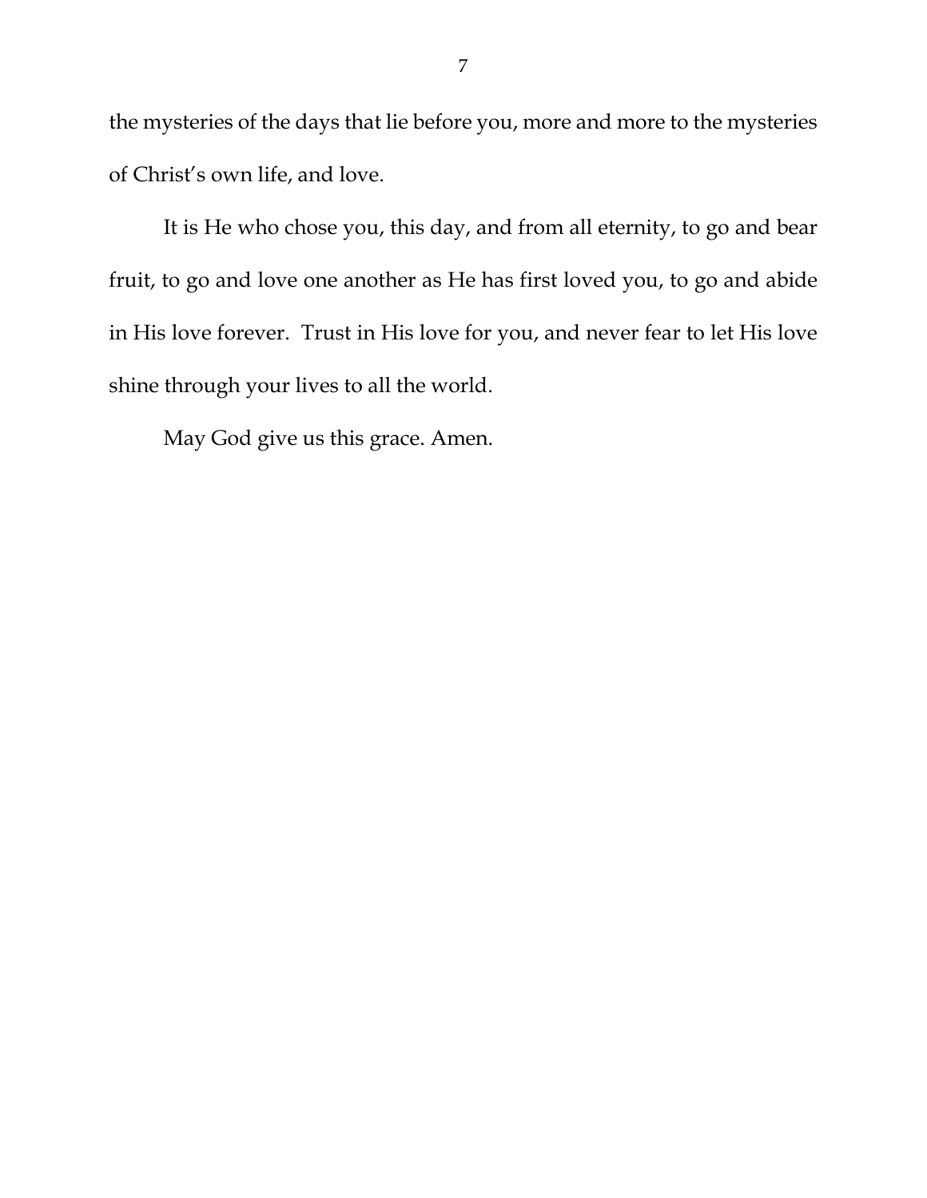the mysteries of the days that lie before you, more and more to the mysteries of Christ's own life, and love.

It is He who chose you, this day, and from all eternity, to go and bear fruit, to go and love one another as He has first loved you, to go and abide in His love forever. Trust in His love for you, and never fear to let His love shine through your lives to all the world.

May God give us this grace. Amen.